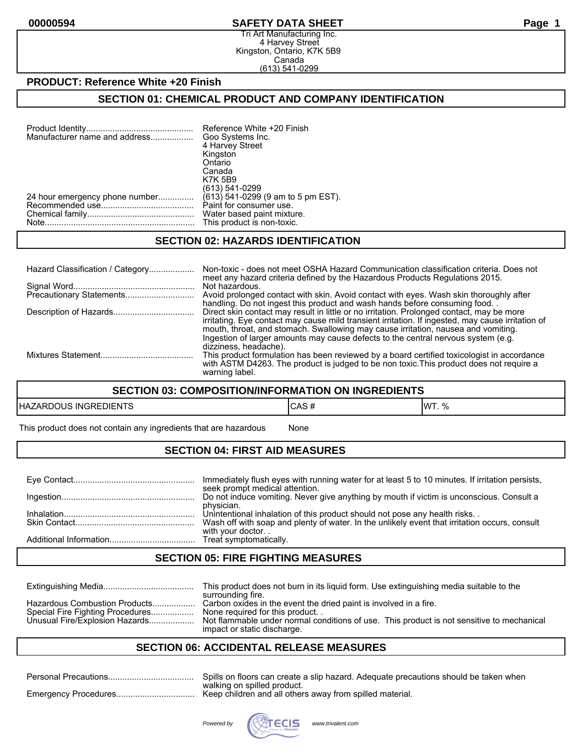# SAFETY DATA SHEET

00000594

Tri Art Manufacturing Inc.
4 Harvey Street
Kingston, Ontario, K7K 5B9
Canada
(613) 541-0299

**PRODUCT: Reference White +20 Finish**

## SECTION 01: CHEMICAL PRODUCT AND COMPANY IDENTIFICATION

| | |
|---|---|
| Product Identity | Reference White +20 Finish |
| Manufacturer name and address | Goo Systems Inc.<br>4 Harvey Street<br>Kingston<br>Ontario<br>Canada<br>K7K 5B9<br>(613) 541-0299 |
| 24 hour emergency phone number | (613) 541-0299 (9 am to 5 pm EST). |
| Recommended use | Paint for consumer use. |
| Chemical family | Water based paint mixture. |
| Note | This product is non-toxic. |

## SECTION 02: HAZARDS IDENTIFICATION

| | |
|---|---|
| Hazard Classification / Category | Non-toxic - does not meet OSHA Hazard Communication classification criteria. Does not meet any hazard criteria defined by the Hazardous Products Regulations 2015. |
| Signal Word | Not hazardous. |
| Precautionary Statements | Avoid prolonged contact with skin. Avoid contact with eyes. Wash skin thoroughly after handling. Do not ingest this product and wash hands before consuming food. . |
| Description of Hazards | Direct skin contact may result in little or no irritation. Prolonged contact, may be more irritating. Eye contact may cause mild transient irritation. If ingested, may cause irritation of mouth, throat, and stomach. Swallowing may cause irritation, nausea and vomiting. Ingestion of larger amounts may cause defects to the central nervous system (e.g. dizziness, headache). |
| Mixtures Statement | This product formulation has been reviewed by a board certified toxicologist in accordance with ASTM D4263. The product is judged to be non toxic.This product does not require a warning label. |

## SECTION 03: COMPOSITION/INFORMATION ON INGREDIENTS

| HAZARDOUS INGREDIENTS | CAS # | WT. % |
|---|---|---|
| This product does not contain any ingredients that are hazardous | None | |

## SECTION 04: FIRST AID MEASURES

| | |
|---|---|
| Eye Contact | Immediately flush eyes with running water for at least 5 to 10 minutes. If irritation persists, seek prompt medical attention. |
| Ingestion | Do not induce vomiting. Never give anything by mouth if victim is unconscious. Consult a physician. |
| Inhalation | Unintentional inhalation of this product should not pose any health risks. . |
| Skin Contact | Wash off with soap and plenty of water. In the unlikely event that irritation occurs, consult with your doctor. . |
| Additional Information | Treat symptomatically. |

## SECTION 05: FIRE FIGHTING MEASURES

| | |
|---|---|
| Extinguishing Media | This product does not burn in its liquid form. Use extinguishing media suitable to the surrounding fire. |
| Hazardous Combustion Products | Carbon oxides in the event the dried paint is involved in a fire. |
| Special Fire Fighting Procedures | None required for this product. . |
| Unusual Fire/Explosion Hazards | Not flammable under normal conditions of use. This product is not sensitive to mechanical impact or static discharge. |

## SECTION 06: ACCIDENTAL RELEASE MEASURES

| | |
|---|---|
| Personal Precautions | Spills on floors can create a slip hazard. Adequate precautions should be taken when walking on spilled product. |
| Emergency Procedures | Keep children and all others away from spilled material. |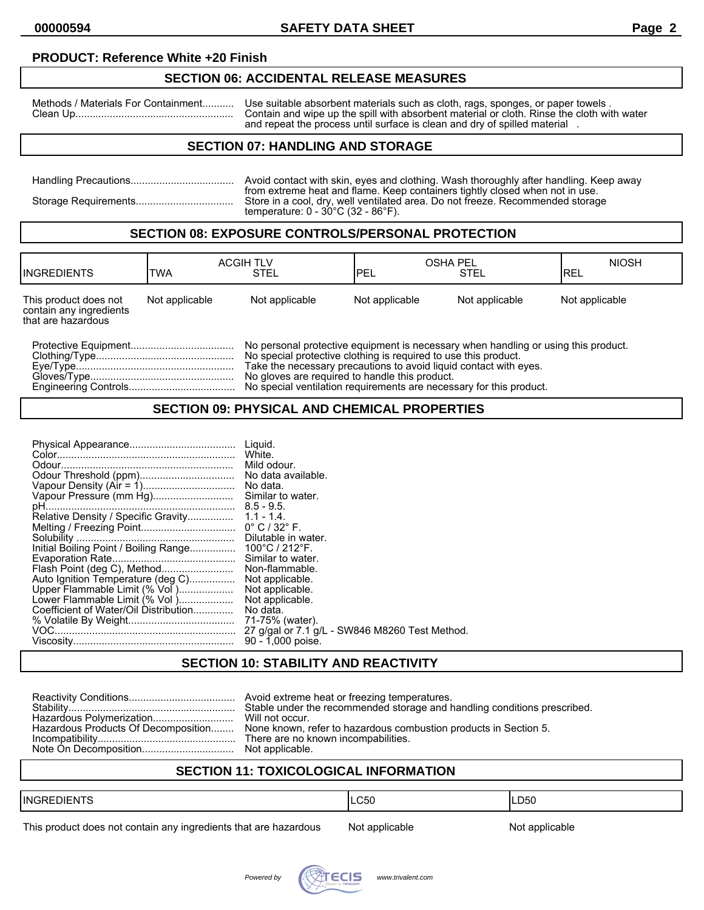**PRODUCT: Reference White +20 Finish**

## SECTION 06: ACCIDENTAL RELEASE MEASURES

Methods / Materials For Containment........... Use suitable absorbent materials such as cloth, rags, sponges, or paper towels .
Clean Up....................................................... Contain and wipe up the spill with absorbent material or cloth. Rinse the cloth with water and repeat the process until surface is clean and dry of spilled material .

## SECTION 07: HANDLING AND STORAGE

Handling Precautions.................................... Avoid contact with skin, eyes and clothing. Wash thoroughly after handling. Keep away from extreme heat and flame. Keep containers tightly closed when not in use.
Storage Requirements.................................. Store in a cool, dry, well ventilated area. Do not freeze. Recommended storage temperature: 0 - 30°C (32 - 86°F).

## SECTION 08: EXPOSURE CONTROLS/PERSONAL PROTECTION

| INGREDIENTS | ACGIH TLV TWA | ACGIH TLV STEL | OSHA PEL PEL | OSHA PEL STEL | NIOSH REL |
|---|---|---|---|---|---|
| This product does not contain any ingredients that are hazardous | Not applicable | Not applicable | Not applicable | Not applicable | Not applicable |

Protective Equipment.................................... No personal protective equipment is necessary when handling or using this product.
Clothing/Type................................................ No special protective clothing is required to use this product.
Eye/Type....................................................... Take the necessary precautions to avoid liquid contact with eyes.
Gloves/Type.................................................. No gloves are required to handle this product.
Engineering Controls..................................... No special ventilation requirements are necessary for this product.

## SECTION 09: PHYSICAL AND CHEMICAL PROPERTIES

Physical Appearance..................................... Liquid.
Color.............................................................. White.
Odour............................................................. Mild odour.
Odour Threshold (ppm)................................. No data available.
Vapour Density (Air = 1)................................ No data.
Vapour Pressure (mm Hg)............................ Similar to water.
pH.................................................................. 8.5 - 9.5.
Relative Density / Specific Gravity................ 1.1 - 1.4.
Melting / Freezing Point................................. 0° C / 32° F.
Solubility ....................................................... Dilutable in water.
Initial Boiling Point / Boiling Range................ 100°C / 212°F.
Evaporation Rate........................................... Similar to water.
Flash Point (deg C), Method......................... Non-flammable.
Auto Ignition Temperature (deg C)................ Not applicable.
Upper Flammable Limit (% Vol )................... Not applicable.
Lower Flammable Limit (% Vol )................... Not applicable.
Coefficient of Water/Oil Distribution.............. No data.
% Volatile By Weight..................................... 71-75% (water).
VOC............................................................... 27 g/gal or 7.1 g/L - SW846 M8260 Test Method.
Viscosity........................................................ 90 - 1,000 poise.

## SECTION 10: STABILITY AND REACTIVITY

Reactivity Conditions..................................... Avoid extreme heat or freezing temperatures.
Stability.......................................................... Stable under the recommended storage and handling conditions prescribed.
Hazardous Polymerization............................ Will not occur.
Hazardous Products Of Decomposition........ None known, refer to hazardous combustion products in Section 5.
Incompatibility................................................ There are no known incompatibilities.
Note On Decomposition................................ Not applicable.

## SECTION 11: TOXICOLOGICAL INFORMATION

| INGREDIENTS | LC50 | LD50 |
|---|---|---|
| This product does not contain any ingredients that are hazardous | Not applicable | Not applicable |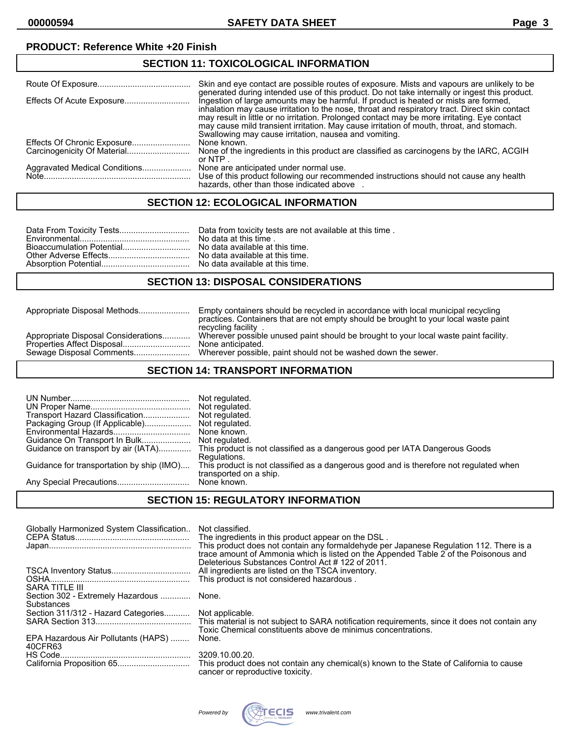**PRODUCT: Reference White +20 Finish**

## SECTION 11: TOXICOLOGICAL INFORMATION

| | |
|---|---|
| Route Of Exposure | Skin and eye contact are possible routes of exposure. Mists and vapours are unlikely to be generated during intended use of this product. Do not take internally or ingest this product. |
| Effects Of Acute Exposure | Ingestion of large amounts may be harmful. If product is heated or mists are formed, inhalation may cause irritation to the nose, throat and respiratory tract. Direct skin contact may result in little or no irritation. Prolonged contact may be more irritating. Eye contact may cause mild transient irritation. May cause irritation of mouth, throat, and stomach. Swallowing may cause irritation, nausea and vomiting. |
| Effects Of Chronic Exposure | None known. |
| Carcinogenicity Of Material | None of the ingredients in this product are classified as carcinogens by the IARC, ACGIH or NTP . |
| Aggravated Medical Conditions | None are anticipated under normal use. |
| Note | Use of this product following our recommended instructions should not cause any health hazards, other than those indicated above . |

## SECTION 12: ECOLOGICAL INFORMATION

| | |
|---|---|
| Data From Toxicity Tests | Data from toxicity tests are not available at this time . |
| Environmental | No data at this time . |
| Bioaccumulation Potential | No data available at this time. |
| Other Adverse Effects | No data available at this time. |
| Absorption Potential | No data available at this time. |

## SECTION 13: DISPOSAL CONSIDERATIONS

| | |
|---|---|
| Appropriate Disposal Methods | Empty containers should be recycled in accordance with local municipal recycling practices. Containers that are not empty should be brought to your local waste paint recycling facility . |
| Appropriate Disposal Considerations | Wherever possible unused paint should be brought to your local waste paint facility. |
| Properties Affect Disposal | None anticipated. |
| Sewage Disposal Comments | Wherever possible, paint should not be washed down the sewer. |

## SECTION 14: TRANSPORT INFORMATION

| | |
|---|---|
| UN Number | Not regulated. |
| UN Proper Name | Not regulated. |
| Transport Hazard Classification | Not regulated. |
| Packaging Group (If Applicable) | Not regulated. |
| Environmental Hazards | None known. |
| Guidance On Transport In Bulk | Not regulated. |
| Guidance on transport by air (IATA) | This product is not classified as a dangerous good per IATA Dangerous Goods Regulations. |
| Guidance for transportation by ship (IMO) | This product is not classified as a dangerous good and is therefore not regulated when transported on a ship. |
| Any Special Precautions | None known. |

## SECTION 15: REGULATORY INFORMATION

| | |
|---|---|
| Globally Harmonized System Classification | Not classified. |
| CEPA Status | The ingredients in this product appear on the DSL . |
| Japan | This product does not contain any formaldehyde per Japanese Regulation 112. There is a trace amount of Ammonia which is listed on the Appended Table 2 of the Poisonous and Deleterious Substances Control Act # 122 of 2011. |
| TSCA Inventory Status | All ingredients are listed on the TSCA inventory. |
| OSHA | This product is not considered hazardous . |
| SARA TITLE III | |
| Section 302 - Extremely Hazardous Substances | None. |
| Section 311/312 - Hazard Categories | Not applicable. |
| SARA Section 313 | This material is not subject to SARA notification requirements, since it does not contain any Toxic Chemical constituents above de minimus concentrations. |
| EPA Hazardous Air Pollutants (HAPS) 40CFR63 | None. |
| HS Code | 3209.10.00.20. |
| California Proposition 65 | This product does not contain any chemical(s) known to the State of California to cause cancer or reproductive toxicity. |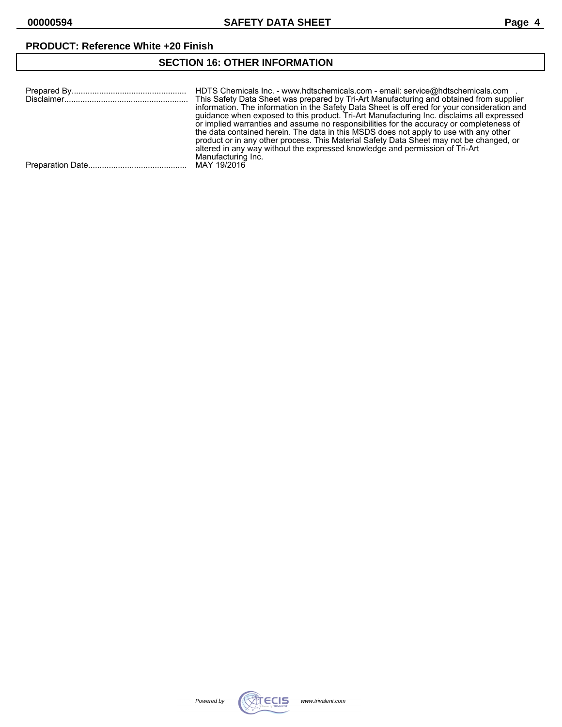**PRODUCT: Reference White +20 Finish**

## SECTION 16: OTHER INFORMATION

| | |
|---|---|
| Prepared By | HDTS Chemicals Inc. - www.hdtschemicals.com - email: service@hdtschemicals.com . |
| Disclaimer | This Safety Data Sheet was prepared by Tri-Art Manufacturing and obtained from supplier information. The information in the Safety Data Sheet is off ered for your consideration and guidance when exposed to this product. Tri-Art Manufacturing Inc. disclaims all expressed or implied warranties and assume no responsibilities for the accuracy or completeness of the data contained herein. The data in this MSDS does not apply to use with any other product or in any other process. This Material Safety Data Sheet may not be changed, or altered in any way without the expressed knowledge and permission of Tri-Art Manufacturing Inc. |
| Preparation Date | MAY 19/2016 |

*Powered by* TECIS *www.trivalent.com*